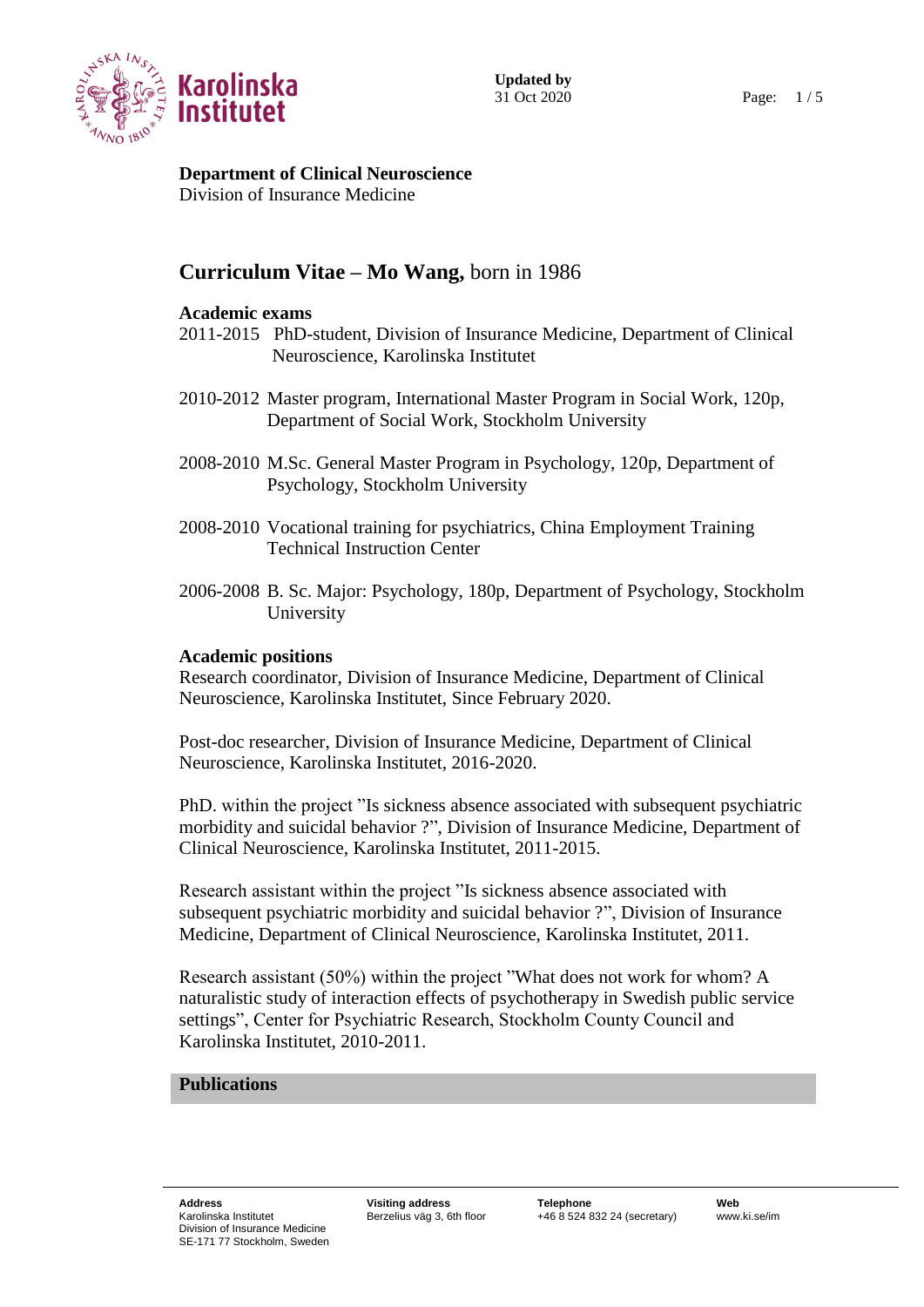**Department of Clinical Neuroscience**
Division of Insurance Medicine

# Curriculum Vitae – Mo Wang, born in 1986

### Academic exams

2011-2015 PhD-student, Division of Insurance Medicine, Department of Clinical Neuroscience, Karolinska Institutet

2010-2012 Master program, International Master Program in Social Work, 120p, Department of Social Work, Stockholm University

2008-2010 M.Sc. General Master Program in Psychology, 120p, Department of Psychology, Stockholm University

2008-2010 Vocational training for psychiatrics, China Employment Training Technical Instruction Center

2006-2008 B. Sc. Major: Psychology, 180p, Department of Psychology, Stockholm University

### Academic positions

Research coordinator, Division of Insurance Medicine, Department of Clinical Neuroscience, Karolinska Institutet, Since February 2020.

Post-doc researcher, Division of Insurance Medicine, Department of Clinical Neuroscience, Karolinska Institutet, 2016-2020.

PhD. within the project ”Is sickness absence associated with subsequent psychiatric morbidity and suicidal behavior ?”, Division of Insurance Medicine, Department of Clinical Neuroscience, Karolinska Institutet, 2011-2015.

Research assistant within the project ”Is sickness absence associated with subsequent psychiatric morbidity and suicidal behavior ?”, Division of Insurance Medicine, Department of Clinical Neuroscience, Karolinska Institutet, 2011.

Research assistant (50%) within the project ”What does not work for whom? A naturalistic study of interaction effects of psychotherapy in Swedish public service settings”, Center for Psychiatric Research, Stockholm County Council and Karolinska Institutet, 2010-2011.

### Publications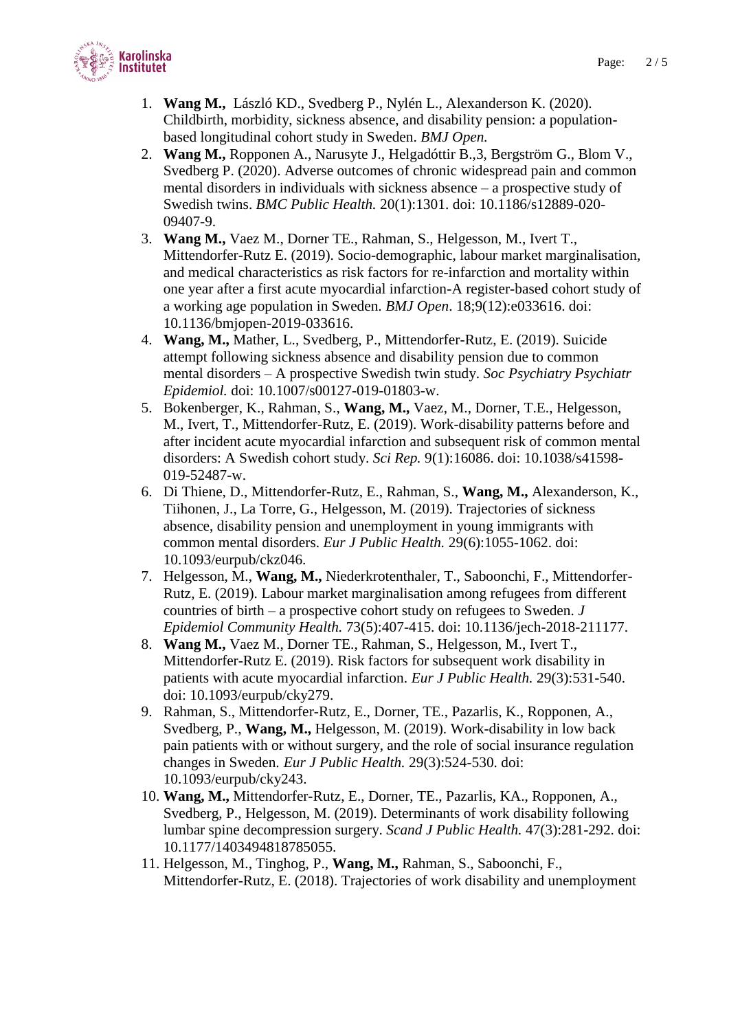1. **Wang M.,** László KD., Svedberg P., Nylén L., Alexanderson K. (2020). Childbirth, morbidity, sickness absence, and disability pension: a population-based longitudinal cohort study in Sweden. *BMJ Open.*
2. **Wang M.,** Ropponen A., Narusyte J., Helgadóttir B.,3, Bergström G., Blom V., Svedberg P. (2020). Adverse outcomes of chronic widespread pain and common mental disorders in individuals with sickness absence – a prospective study of Swedish twins. *BMC Public Health.* 20(1):1301. doi: 10.1186/s12889-020-09407-9.
3. **Wang M.,** Vaez M., Dorner TE., Rahman, S., Helgesson, M., Ivert T., Mittendorfer-Rutz E. (2019). Socio-demographic, labour market marginalisation, and medical characteristics as risk factors for re-infarction and mortality within one year after a first acute myocardial infarction-A register-based cohort study of a working age population in Sweden. *BMJ Open*. 18;9(12):e033616. doi: 10.1136/bmjopen-2019-033616.
4. **Wang, M.,** Mather, L., Svedberg, P., Mittendorfer-Rutz, E. (2019). Suicide attempt following sickness absence and disability pension due to common mental disorders – A prospective Swedish twin study. *Soc Psychiatry Psychiatr Epidemiol.* doi: 10.1007/s00127-019-01803-w.
5. Bokenberger, K., Rahman, S., **Wang, M.,** Vaez, M., Dorner, T.E., Helgesson, M., Ivert, T., Mittendorfer-Rutz, E. (2019). Work-disability patterns before and after incident acute myocardial infarction and subsequent risk of common mental disorders: A Swedish cohort study. *Sci Rep.* 9(1):16086. doi: 10.1038/s41598-019-52487-w.
6. Di Thiene, D., Mittendorfer-Rutz, E., Rahman, S., **Wang, M.,** Alexanderson, K., Tiihonen, J., La Torre, G., Helgesson, M. (2019). Trajectories of sickness absence, disability pension and unemployment in young immigrants with common mental disorders. *Eur J Public Health.* 29(6):1055-1062. doi: 10.1093/eurpub/ckz046.
7. Helgesson, M., **Wang, M.,** Niederkrotenthaler, T., Saboonchi, F., Mittendorfer-Rutz, E. (2019). Labour market marginalisation among refugees from different countries of birth – a prospective cohort study on refugees to Sweden. *J Epidemiol Community Health.* 73(5):407-415. doi: 10.1136/jech-2018-211177.
8. **Wang M.,** Vaez M., Dorner TE., Rahman, S., Helgesson, M., Ivert T., Mittendorfer-Rutz E. (2019). Risk factors for subsequent work disability in patients with acute myocardial infarction. *Eur J Public Health.* 29(3):531-540. doi: 10.1093/eurpub/cky279.
9. Rahman, S., Mittendorfer-Rutz, E., Dorner, TE., Pazarlis, K., Ropponen, A., Svedberg, P., **Wang, M.,** Helgesson, M. (2019). Work-disability in low back pain patients with or without surgery, and the role of social insurance regulation changes in Sweden. *Eur J Public Health.* 29(3):524-530. doi: 10.1093/eurpub/cky243.
10. **Wang, M.,** Mittendorfer-Rutz, E., Dorner, TE., Pazarlis, KA., Ropponen, A., Svedberg, P., Helgesson, M. (2019). Determinants of work disability following lumbar spine decompression surgery. *Scand J Public Health.* 47(3):281-292. doi: 10.1177/1403494818785055.
11. Helgesson, M., Tinghog, P., **Wang, M.,** Rahman, S., Saboonchi, F., Mittendorfer-Rutz, E. (2018). Trajectories of work disability and unemployment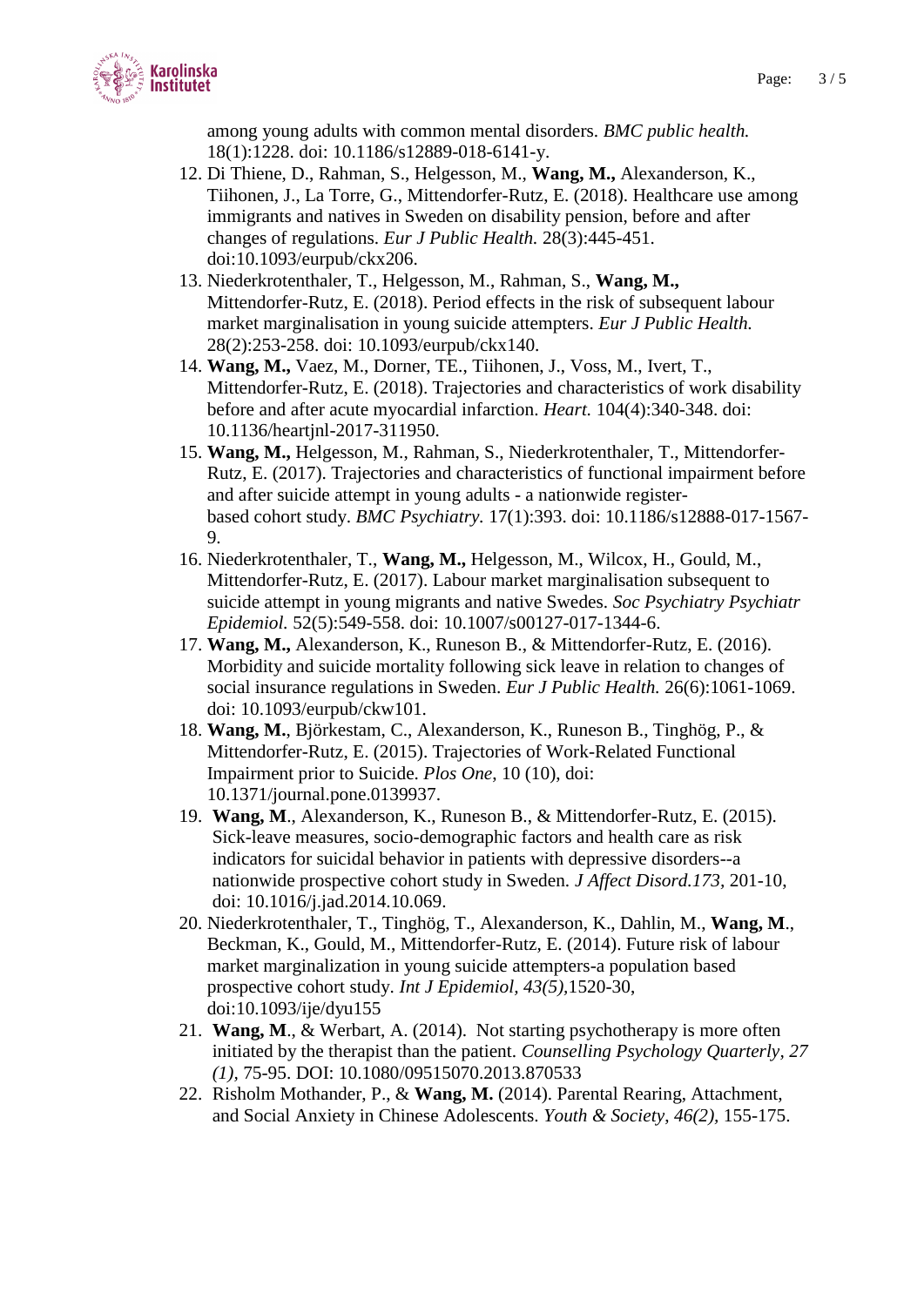among young adults with common mental disorders. *BMC public health.* 18(1):1228. doi: 10.1186/s12889-018-6141-y.

12. Di Thiene, D., Rahman, S., Helgesson, M., **Wang, M.,** Alexanderson, K., Tiihonen, J., La Torre, G., Mittendorfer-Rutz, E. (2018). Healthcare use among immigrants and natives in Sweden on disability pension, before and after changes of regulations. *Eur J Public Health.* 28(3):445-451. doi:10.1093/eurpub/ckx206.
13. Niederkrotenthaler, T., Helgesson, M., Rahman, S., **Wang, M.,** Mittendorfer-Rutz, E. (2018). Period effects in the risk of subsequent labour market marginalisation in young suicide attempters. *Eur J Public Health.* 28(2):253-258. doi: 10.1093/eurpub/ckx140.
14. **Wang, M.,** Vaez, M., Dorner, TE., Tiihonen, J., Voss, M., Ivert, T., Mittendorfer-Rutz, E. (2018). Trajectories and characteristics of work disability before and after acute myocardial infarction. *Heart.* 104(4):340-348. doi: 10.1136/heartjnl-2017-311950.
15. **Wang, M.,** Helgesson, M., Rahman, S., Niederkrotenthaler, T., Mittendorfer-Rutz, E. (2017). Trajectories and characteristics of functional impairment before and after suicide attempt in young adults - a nationwide register-based cohort study. *BMC Psychiatry.* 17(1):393. doi: 10.1186/s12888-017-1567-9.
16. Niederkrotenthaler, T., **Wang, M.,** Helgesson, M., Wilcox, H., Gould, M., Mittendorfer-Rutz, E. (2017). Labour market marginalisation subsequent to suicide attempt in young migrants and native Swedes. *Soc Psychiatry Psychiatr Epidemiol.* 52(5):549-558. doi: 10.1007/s00127-017-1344-6.
17. **Wang, M.,** Alexanderson, K., Runeson B., & Mittendorfer-Rutz, E. (2016). Morbidity and suicide mortality following sick leave in relation to changes of social insurance regulations in Sweden. *Eur J Public Health.* 26(6):1061-1069. doi: 10.1093/eurpub/ckw101.
18. **Wang, M.**, Björkestam, C., Alexanderson, K., Runeson B., Tinghög, P., & Mittendorfer-Rutz, E. (2015). Trajectories of Work-Related Functional Impairment prior to Suicide. *Plos One*, 10 (10), doi: 10.1371/journal.pone.0139937.
19. **Wang, M**., Alexanderson, K., Runeson B., & Mittendorfer-Rutz, E. (2015). Sick-leave measures, socio-demographic factors and health care as risk indicators for suicidal behavior in patients with depressive disorders--a nationwide prospective cohort study in Sweden. *J Affect Disord.173,* 201-10, doi: 10.1016/j.jad.2014.10.069.
20. Niederkrotenthaler, T., Tinghög, T., Alexanderson, K., Dahlin, M., **Wang, M**., Beckman, K., Gould, M., Mittendorfer-Rutz, E. (2014). Future risk of labour market marginalization in young suicide attempters-a population based prospective cohort study. *Int J Epidemiol, 43(5),*1520-30, doi:10.1093/ije/dyu155
21. **Wang, M**., & Werbart, A. (2014). Not starting psychotherapy is more often initiated by the therapist than the patient. *Counselling Psychology Quarterly, 27 (1),* 75-95. DOI: 10.1080/09515070.2013.870533
22. Risholm Mothander, P., & **Wang, M.** (2014). Parental Rearing, Attachment, and Social Anxiety in Chinese Adolescents. *Youth & Society, 46(2),* 155-175.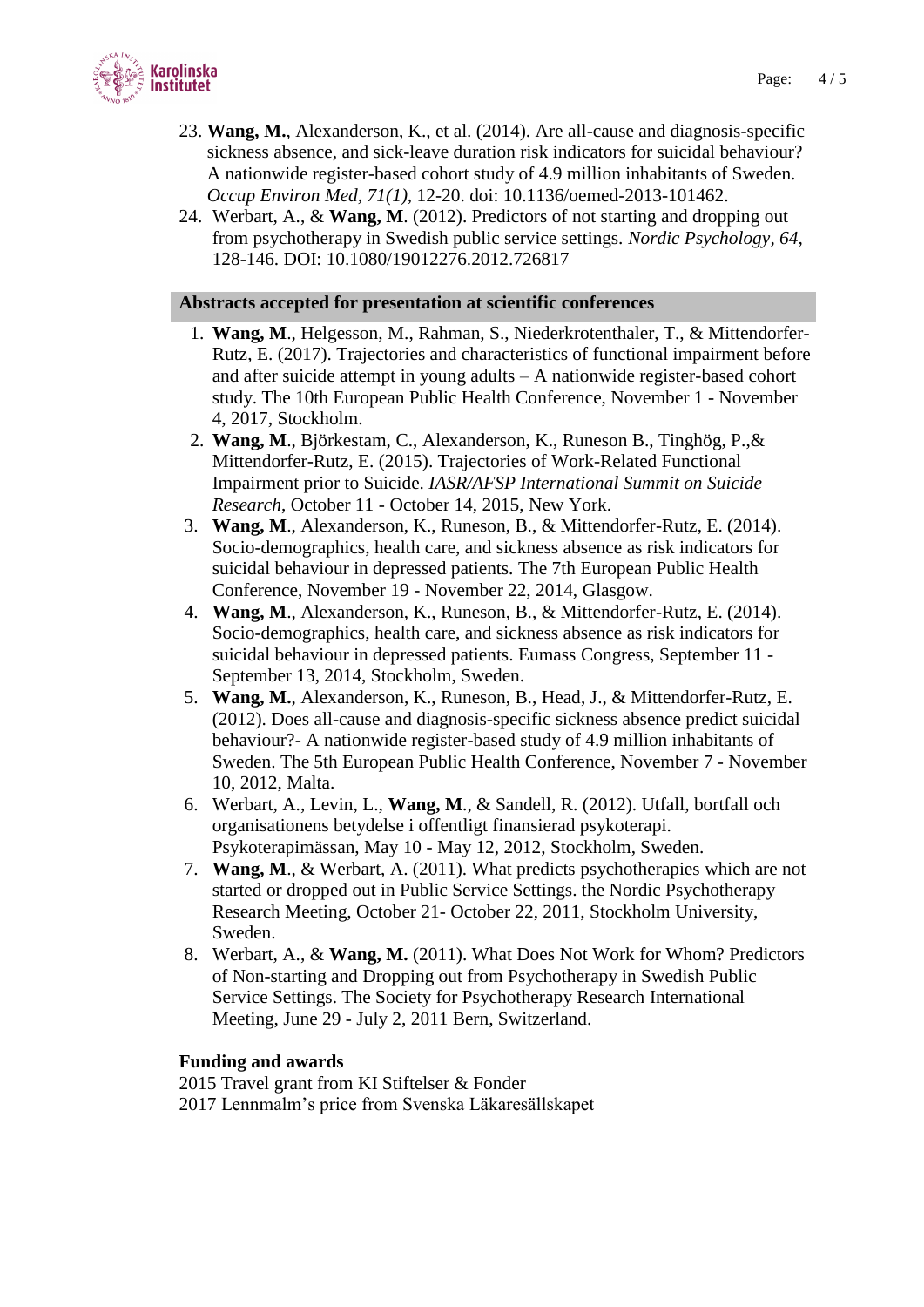23. **Wang, M.**, Alexanderson, K., et al. (2014). Are all-cause and diagnosis-specific sickness absence, and sick-leave duration risk indicators for suicidal behaviour? A nationwide register-based cohort study of 4.9 million inhabitants of Sweden. *Occup Environ Med, 71(1),* 12-20. doi: 10.1136/oemed-2013-101462.
24. Werbart, A., & **Wang, M**. (2012). Predictors of not starting and dropping out from psychotherapy in Swedish public service settings. *Nordic Psychology, 64,* 128-146. DOI: 10.1080/19012276.2012.726817

## Abstracts accepted for presentation at scientific conferences

1. **Wang, M**., Helgesson, M., Rahman, S., Niederkrotenthaler, T., & Mittendorfer-Rutz, E. (2017). Trajectories and characteristics of functional impairment before and after suicide attempt in young adults – A nationwide register-based cohort study. The 10th European Public Health Conference, November 1 - November 4, 2017, Stockholm.
2. **Wang, M**., Björkestam, C., Alexanderson, K., Runeson B., Tinghög, P.,& Mittendorfer-Rutz, E. (2015). Trajectories of Work-Related Functional Impairment prior to Suicide. *IASR/AFSP International Summit on Suicide Research*, October 11 - October 14, 2015, New York.
3. **Wang, M**., Alexanderson, K., Runeson, B., & Mittendorfer-Rutz, E. (2014). Socio-demographics, health care, and sickness absence as risk indicators for suicidal behaviour in depressed patients. The 7th European Public Health Conference, November 19 - November 22, 2014, Glasgow.
4. **Wang, M**., Alexanderson, K., Runeson, B., & Mittendorfer-Rutz, E. (2014). Socio-demographics, health care, and sickness absence as risk indicators for suicidal behaviour in depressed patients. Eumass Congress, September 11 - September 13, 2014, Stockholm, Sweden.
5. **Wang, M.**, Alexanderson, K., Runeson, B., Head, J., & Mittendorfer-Rutz, E. (2012). Does all-cause and diagnosis-specific sickness absence predict suicidal behaviour?- A nationwide register-based study of 4.9 million inhabitants of Sweden. The 5th European Public Health Conference, November 7 - November 10, 2012, Malta.
6. Werbart, A., Levin, L., **Wang, M**., & Sandell, R. (2012). Utfall, bortfall och organisationens betydelse i offentligt finansierad psykoterapi. Psykoterapimässan, May 10 - May 12, 2012, Stockholm, Sweden.
7. **Wang, M**., & Werbart, A. (2011). What predicts psychotherapies which are not started or dropped out in Public Service Settings. the Nordic Psychotherapy Research Meeting, October 21- October 22, 2011, Stockholm University, Sweden.
8. Werbart, A., & **Wang, M.** (2011). What Does Not Work for Whom? Predictors of Non-starting and Dropping out from Psychotherapy in Swedish Public Service Settings. The Society for Psychotherapy Research International Meeting, June 29 - July 2, 2011 Bern, Switzerland.

**Funding and awards**

2015 Travel grant from KI Stiftelser & Fonder
2017 Lennmalm's price from Svenska Läkaresällskapet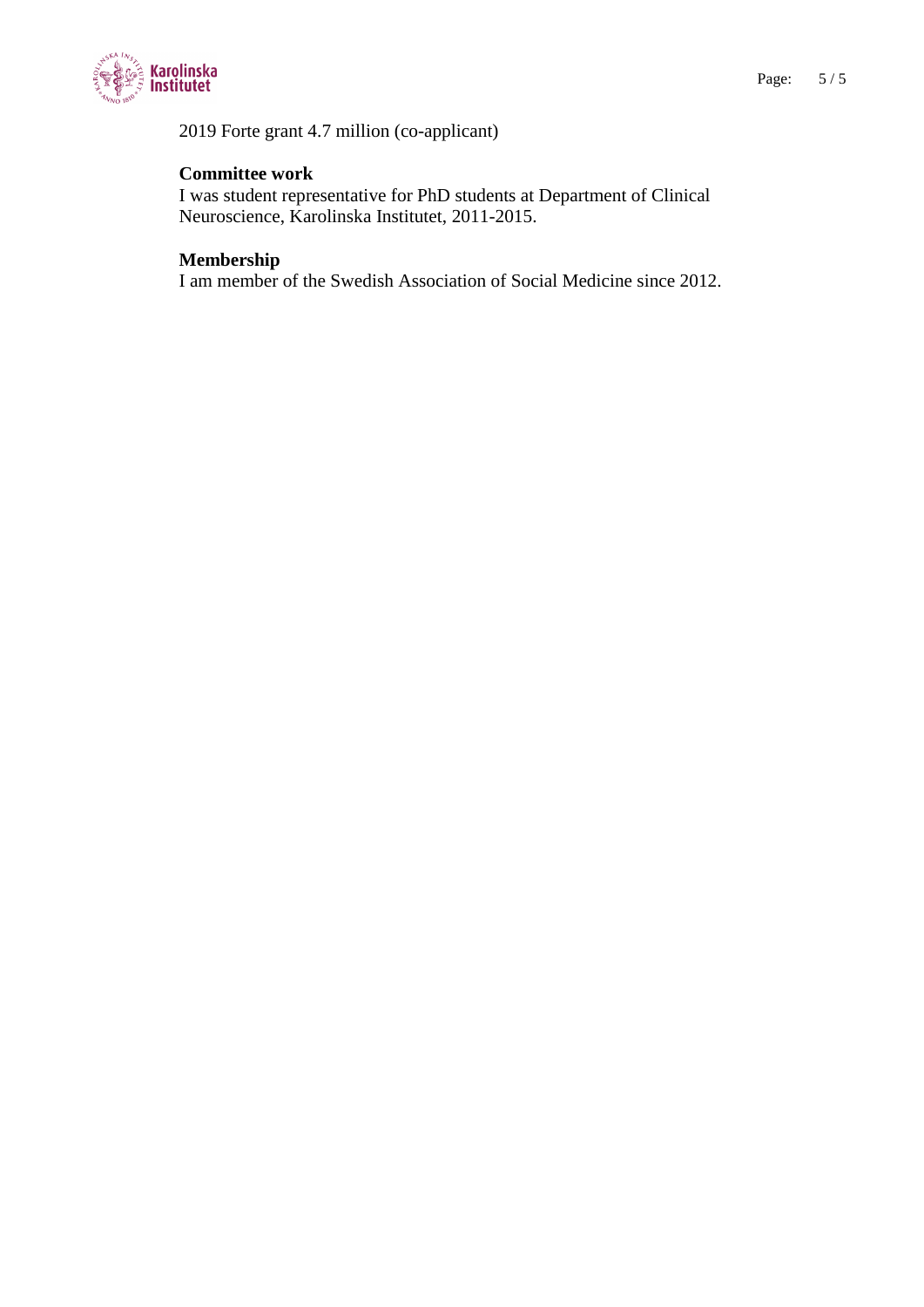2019 Forte grant 4.7 million (co-applicant)

**Committee work**

I was student representative for PhD students at Department of Clinical Neuroscience, Karolinska Institutet, 2011-2015.

**Membership**

I am member of the Swedish Association of Social Medicine since 2012.